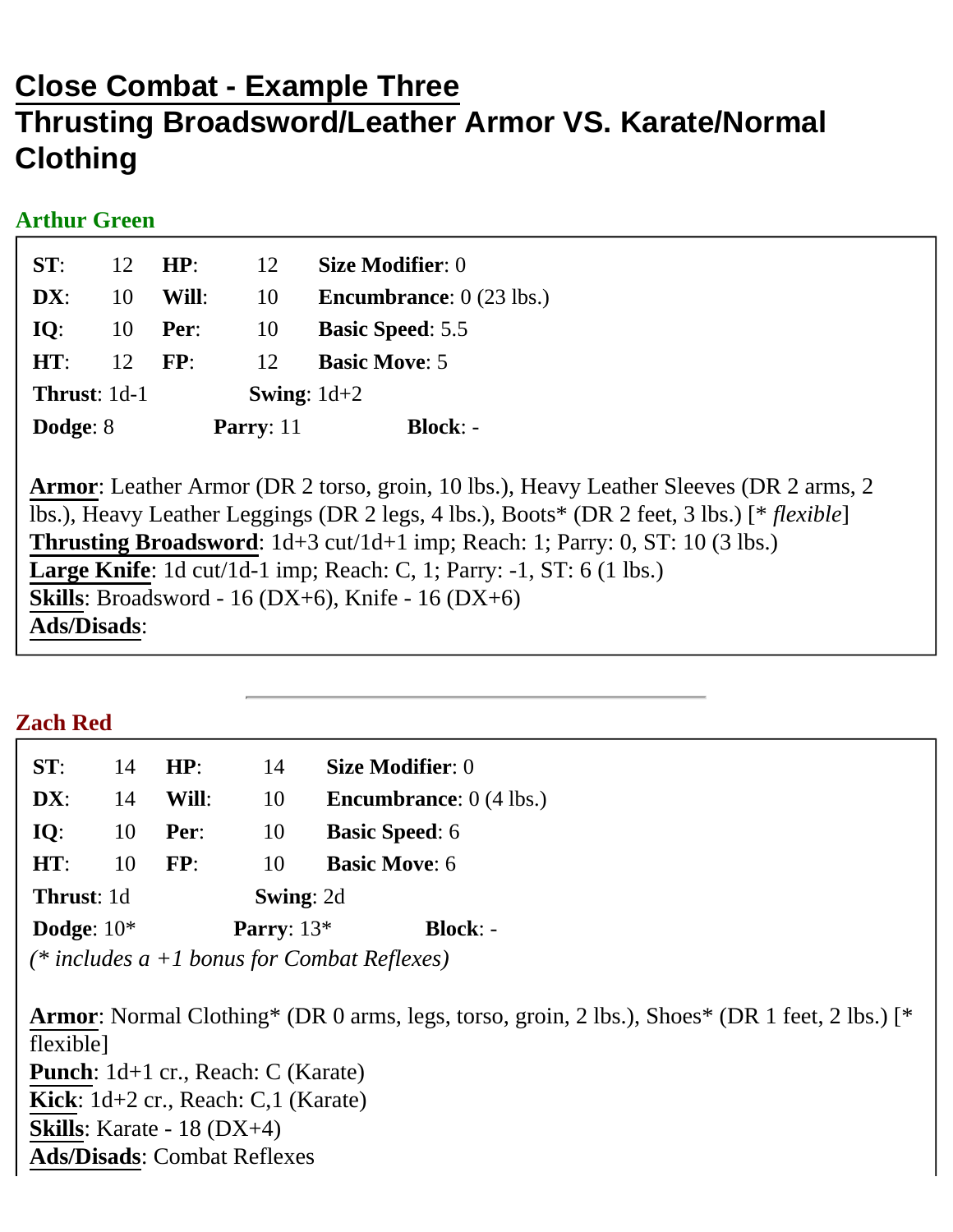# Close Combat - Example Three

# Thrusting Broadsword/Leather Armor VS. Karate/Normal Clothing

### Arthur Green

| | | | | |
|---|---|---|---|---|
| **ST**: | 12 | **HP**: | 12 | **Size Modifier**: 0 |
| **DX**: | 10 | **Will**: | 10 | **Encumbrance**: 0 (23 lbs.) |
| **IQ**: | 10 | **Per**: | 10 | **Basic Speed**: 5.5 |
| **HT**: | 12 | **FP**: | 12 | **Basic Move**: 5 |

**Thrust**: 1d-1 **Swing**: 1d+2

**Dodge**: 8 **Parry**: 11 **Block**: -

**Armor**: Leather Armor (DR 2 torso, groin, 10 lbs.), Heavy Leather Sleeves (DR 2 arms, 2 lbs.), Heavy Leather Leggings (DR 2 legs, 4 lbs.), Boots* (DR 2 feet, 3 lbs.) [* *flexible*]
**Thrusting Broadsword**: 1d+3 cut/1d+1 imp; Reach: 1; Parry: 0, ST: 10 (3 lbs.)
**Large Knife**: 1d cut/1d-1 imp; Reach: C, 1; Parry: -1, ST: 6 (1 lbs.)
**Skills**: Broadsword - 16 (DX+6), Knife - 16 (DX+6)
**Ads/Disads**:

---

### Zach Red

| | | | | |
|---|---|---|---|---|
| **ST**: | 14 | **HP**: | 14 | **Size Modifier**: 0 |
| **DX**: | 14 | **Will**: | 10 | **Encumbrance**: 0 (4 lbs.) |
| **IQ**: | 10 | **Per**: | 10 | **Basic Speed**: 6 |
| **HT**: | 10 | **FP**: | 10 | **Basic Move**: 6 |

**Thrust**: 1d **Swing**: 2d

**Dodge**: 10* **Parry**: 13* **Block**: -

*(* includes a +1 bonus for Combat Reflexes)*

**Armor**: Normal Clothing* (DR 0 arms, legs, torso, groin, 2 lbs.), Shoes* (DR 1 feet, 2 lbs.) [* flexible]
**Punch**: 1d+1 cr., Reach: C (Karate)
**Kick**: 1d+2 cr., Reach: C,1 (Karate)
**Skills**: Karate - 18 (DX+4)
**Ads/Disads**: Combat Reflexes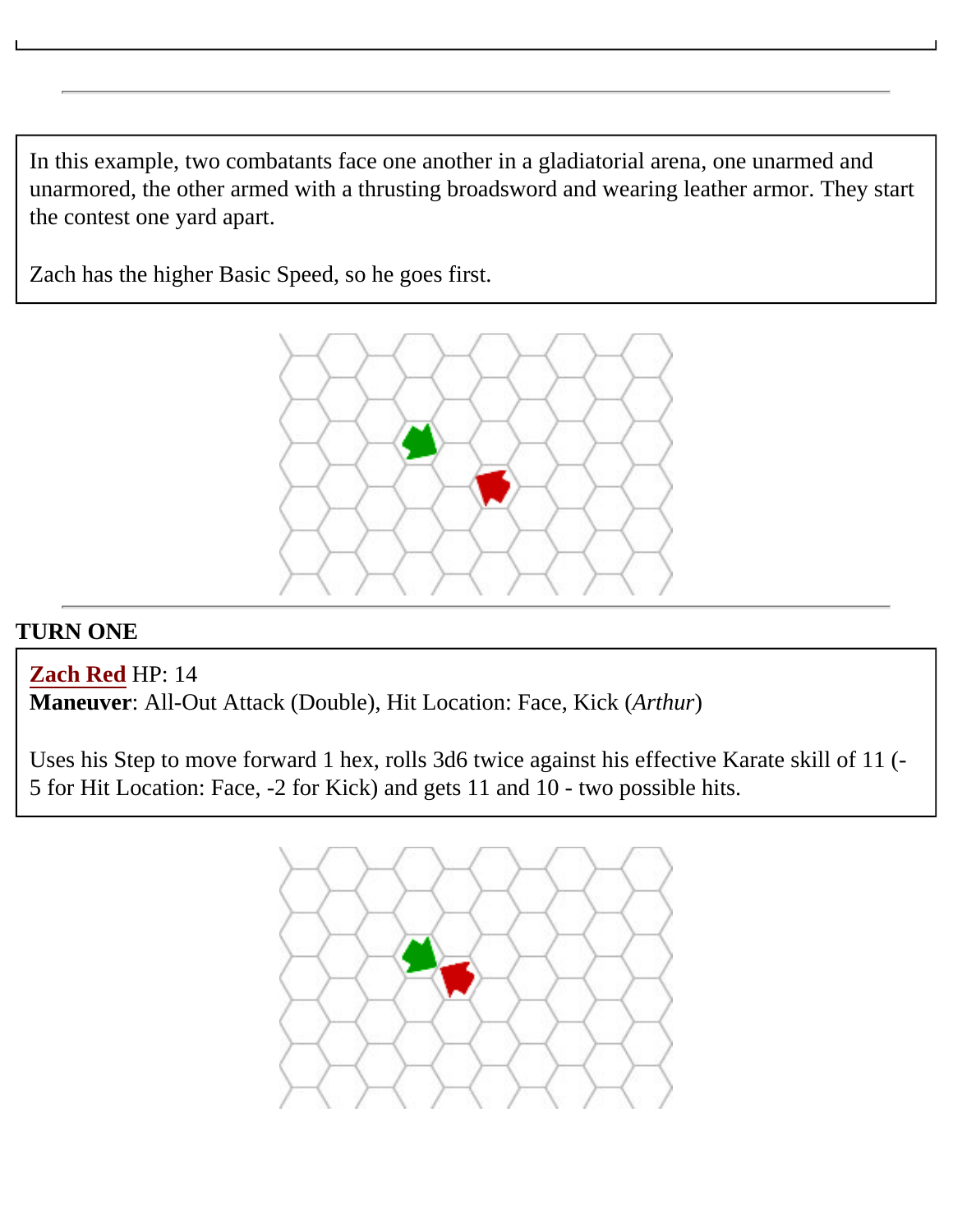In this example, two combatants face one another in a gladiatorial arena, one unarmed and unarmored, the other armed with a thrusting broadsword and wearing leather armor. They start the contest one yard apart.

Zach has the higher Basic Speed, so he goes first.

---

**TURN ONE**

**Zach Red** HP: 14
**Maneuver**: All-Out Attack (Double), Hit Location: Face, Kick (*Arthur*)

Uses his Step to move forward 1 hex, rolls 3d6 twice against his effective Karate skill of 11 (-5 for Hit Location: Face, -2 for Kick) and gets 11 and 10 - two possible hits.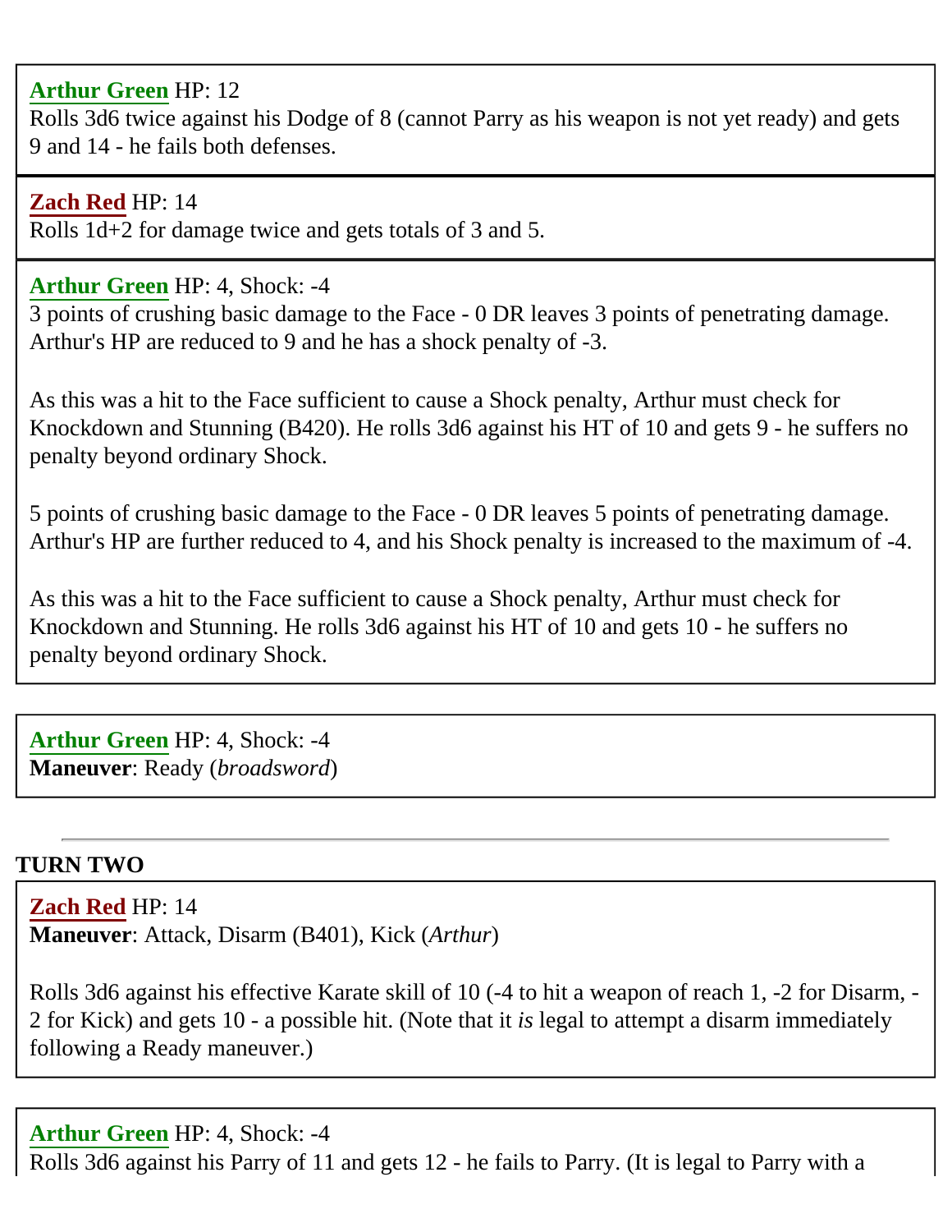**Arthur Green** HP: 12
Rolls 3d6 twice against his Dodge of 8 (cannot Parry as his weapon is not yet ready) and gets 9 and 14 - he fails both defenses.

---

**Zach Red** HP: 14
Rolls 1d+2 for damage twice and gets totals of 3 and 5.

---

**Arthur Green** HP: 4, Shock: -4
3 points of crushing basic damage to the Face - 0 DR leaves 3 points of penetrating damage. Arthur's HP are reduced to 9 and he has a shock penalty of -3.

As this was a hit to the Face sufficient to cause a Shock penalty, Arthur must check for Knockdown and Stunning (B420). He rolls 3d6 against his HT of 10 and gets 9 - he suffers no penalty beyond ordinary Shock.

5 points of crushing basic damage to the Face - 0 DR leaves 5 points of penetrating damage. Arthur's HP are further reduced to 4, and his Shock penalty is increased to the maximum of -4.

As this was a hit to the Face sufficient to cause a Shock penalty, Arthur must check for Knockdown and Stunning. He rolls 3d6 against his HT of 10 and gets 10 - he suffers no penalty beyond ordinary Shock.

---

**Arthur Green** HP: 4, Shock: -4
**Maneuver**: Ready (*broadsword*)

---

**TURN TWO**

**Zach Red** HP: 14
**Maneuver**: Attack, Disarm (B401), Kick (*Arthur*)

Rolls 3d6 against his effective Karate skill of 10 (-4 to hit a weapon of reach 1, -2 for Disarm, -2 for Kick) and gets 10 - a possible hit. (Note that it *is* legal to attempt a disarm immediately following a Ready maneuver.)

---

**Arthur Green** HP: 4, Shock: -4
Rolls 3d6 against his Parry of 11 and gets 12 - he fails to Parry. (It is legal to Parry with a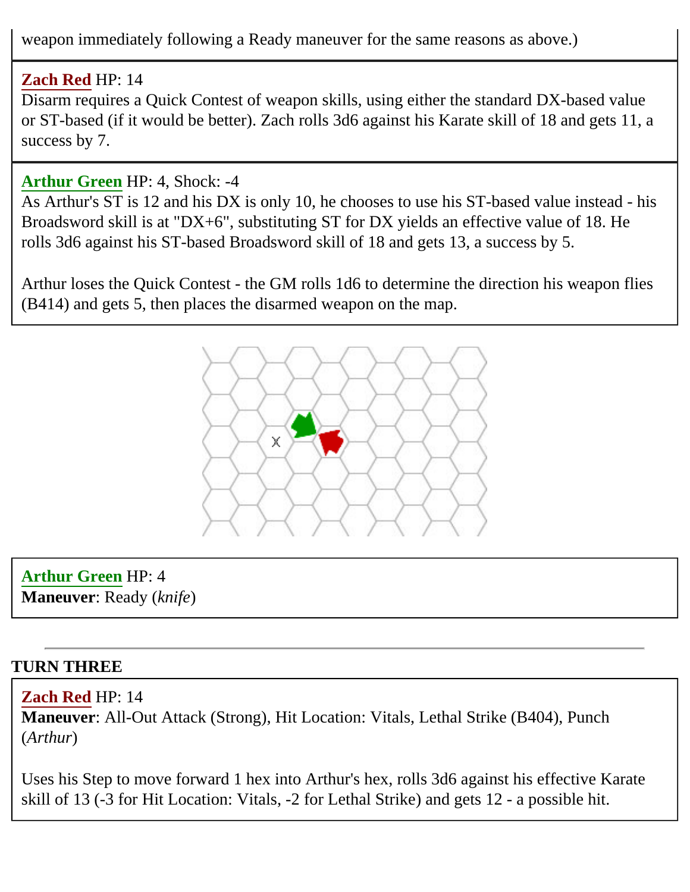weapon immediately following a Ready maneuver for the same reasons as above.)

**Zach Red** HP: 14
Disarm requires a Quick Contest of weapon skills, using either the standard DX-based value or ST-based (if it would be better). Zach rolls 3d6 against his Karate skill of 18 and gets 11, a success by 7.

**Arthur Green** HP: 4, Shock: -4
As Arthur's ST is 12 and his DX is only 10, he chooses to use his ST-based value instead - his Broadsword skill is at "DX+6", substituting ST for DX yields an effective value of 18. He rolls 3d6 against his ST-based Broadsword skill of 18 and gets 13, a success by 5.

Arthur loses the Quick Contest - the GM rolls 1d6 to determine the direction his weapon flies (B414) and gets 5, then places the disarmed weapon on the map.

**Arthur Green** HP: 4
**Maneuver**: Ready (*knife*)

---

**TURN THREE**

**Zach Red** HP: 14
**Maneuver**: All-Out Attack (Strong), Hit Location: Vitals, Lethal Strike (B404), Punch (*Arthur*)

Uses his Step to move forward 1 hex into Arthur's hex, rolls 3d6 against his effective Karate skill of 13 (-3 for Hit Location: Vitals, -2 for Lethal Strike) and gets 12 - a possible hit.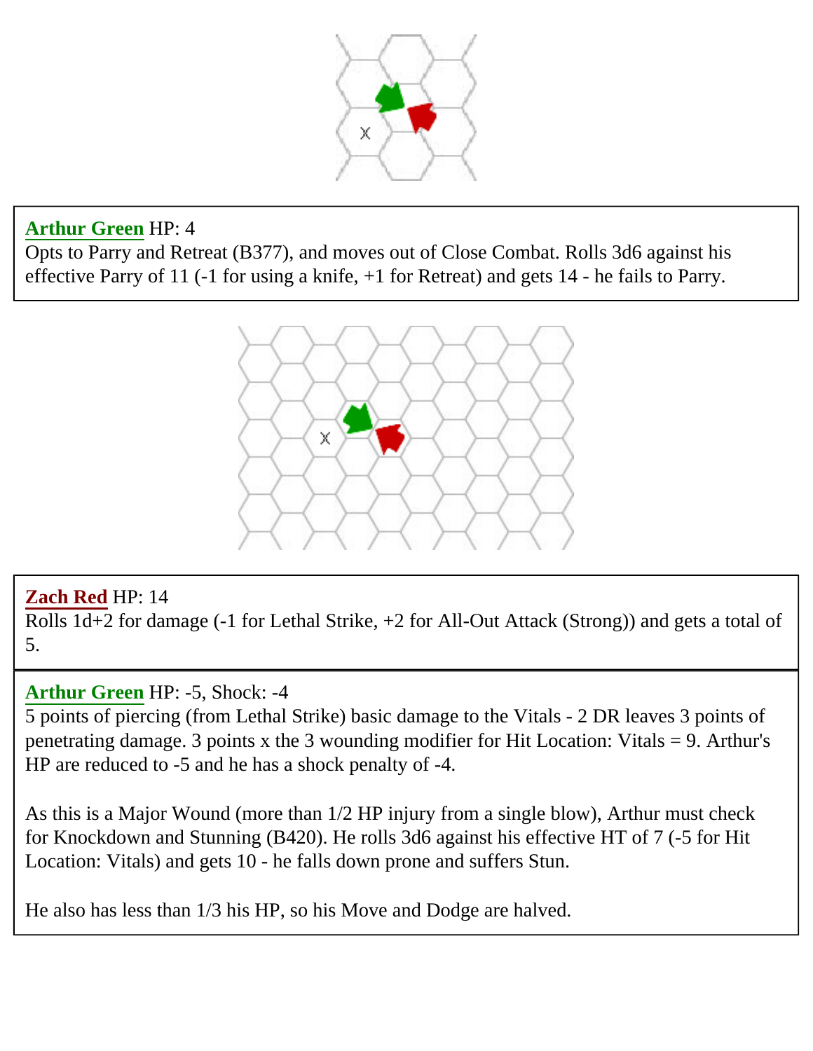**Arthur Green** HP: 4
Opts to Parry and Retreat (B377), and moves out of Close Combat. Rolls 3d6 against his effective Parry of 11 (-1 for using a knife, +1 for Retreat) and gets 14 - he fails to Parry.

**Zach Red** HP: 14
Rolls 1d+2 for damage (-1 for Lethal Strike, +2 for All-Out Attack (Strong)) and gets a total of 5.

**Arthur Green** HP: -5, Shock: -4
5 points of piercing (from Lethal Strike) basic damage to the Vitals - 2 DR leaves 3 points of penetrating damage. 3 points x the 3 wounding modifier for Hit Location: Vitals = 9. Arthur's HP are reduced to -5 and he has a shock penalty of -4.

As this is a Major Wound (more than 1/2 HP injury from a single blow), Arthur must check for Knockdown and Stunning (B420). He rolls 3d6 against his effective HT of 7 (-5 for Hit Location: Vitals) and gets 10 - he falls down prone and suffers Stun.

He also has less than 1/3 his HP, so his Move and Dodge are halved.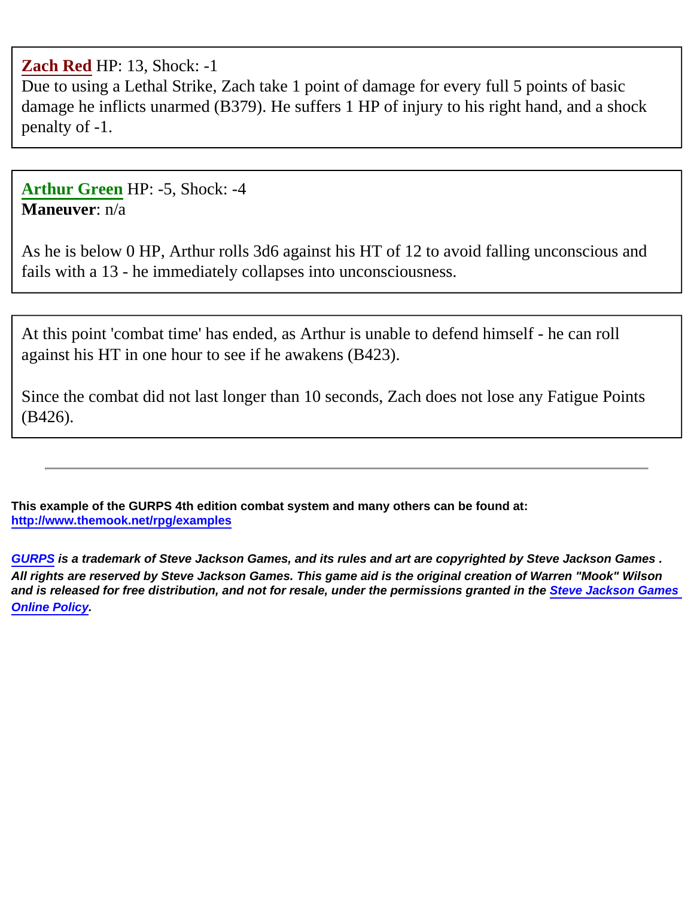**Zach Red** HP: 13, Shock: -1
Due to using a Lethal Strike, Zach take 1 point of damage for every full 5 points of basic damage he inflicts unarmed (B379). He suffers 1 HP of injury to his right hand, and a shock penalty of -1.

**Arthur Green** HP: -5, Shock: -4
**Maneuver**: n/a

As he is below 0 HP, Arthur rolls 3d6 against his HT of 12 to avoid falling unconscious and fails with a 13 - he immediately collapses into unconsciousness.

At this point 'combat time' has ended, as Arthur is unable to defend himself - he can roll against his HT in one hour to see if he awakens (B423).

Since the combat did not last longer than 10 seconds, Zach does not lose any Fatigue Points (B426).

---

**This example of the GURPS 4th edition combat system and many others can be found at:**
**http://www.themook.net/rpg/examples**

***GURPS* *is a trademark of Steve Jackson Games, and its rules and art are copyrighted by Steve Jackson Games . All rights are reserved by Steve Jackson Games. This game aid is the original creation of Warren "Mook" Wilson and is released for free distribution, and not for resale, under the permissions granted in the* *Steve Jackson Games Online Policy*.**